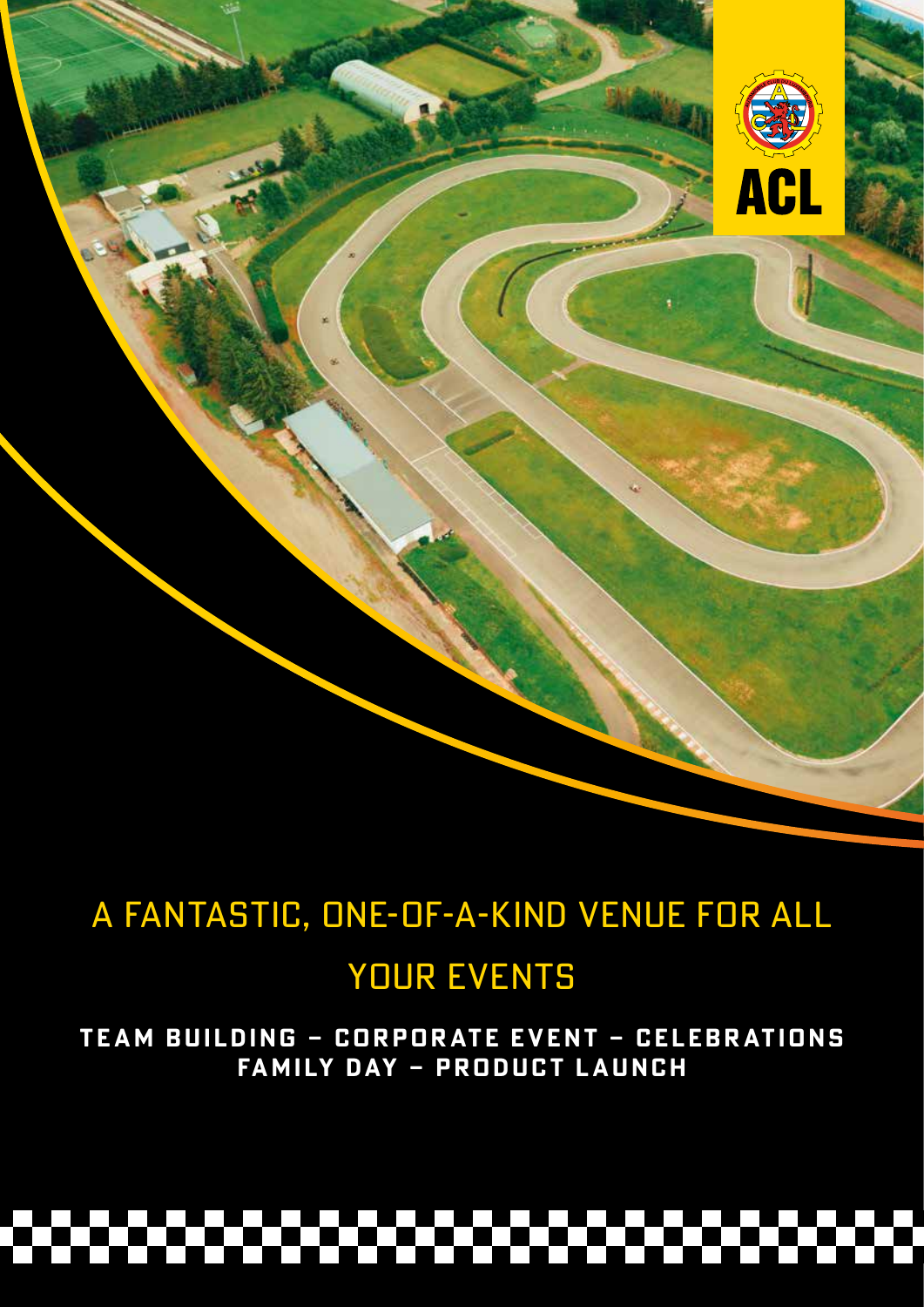ACL

# A FANTASTIC, ONE-OF-A-KIND VENUE FOR ALL YOUR EVENTS

**TEAM BUILDING – CORPORATE EVENT – CELEBRATIONS**
**FAMILY DAY – PRODUCT LAUNCH**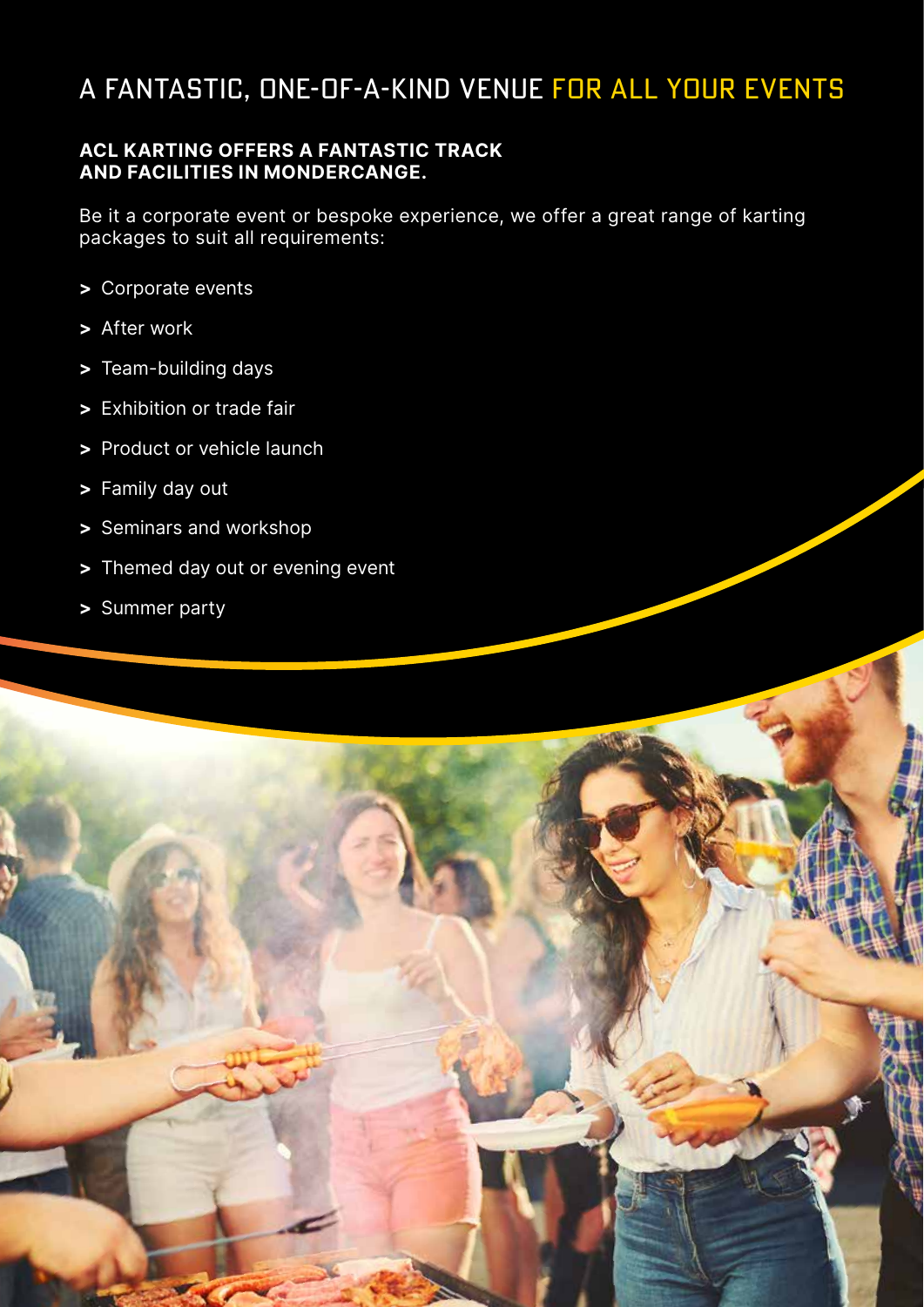# A FANTASTIC, ONE-OF-A-KIND VENUE FOR ALL YOUR EVENTS

**ACL KARTING OFFERS A FANTASTIC TRACK AND FACILITIES IN MONDERCANGE.**

Be it a corporate event or bespoke experience, we offer a great range of karting packages to suit all requirements:

- Corporate events
- After work
- Team-building days
- Exhibition or trade fair
- Product or vehicle launch
- Family day out
- Seminars and workshop
- Themed day out or evening event
- Summer party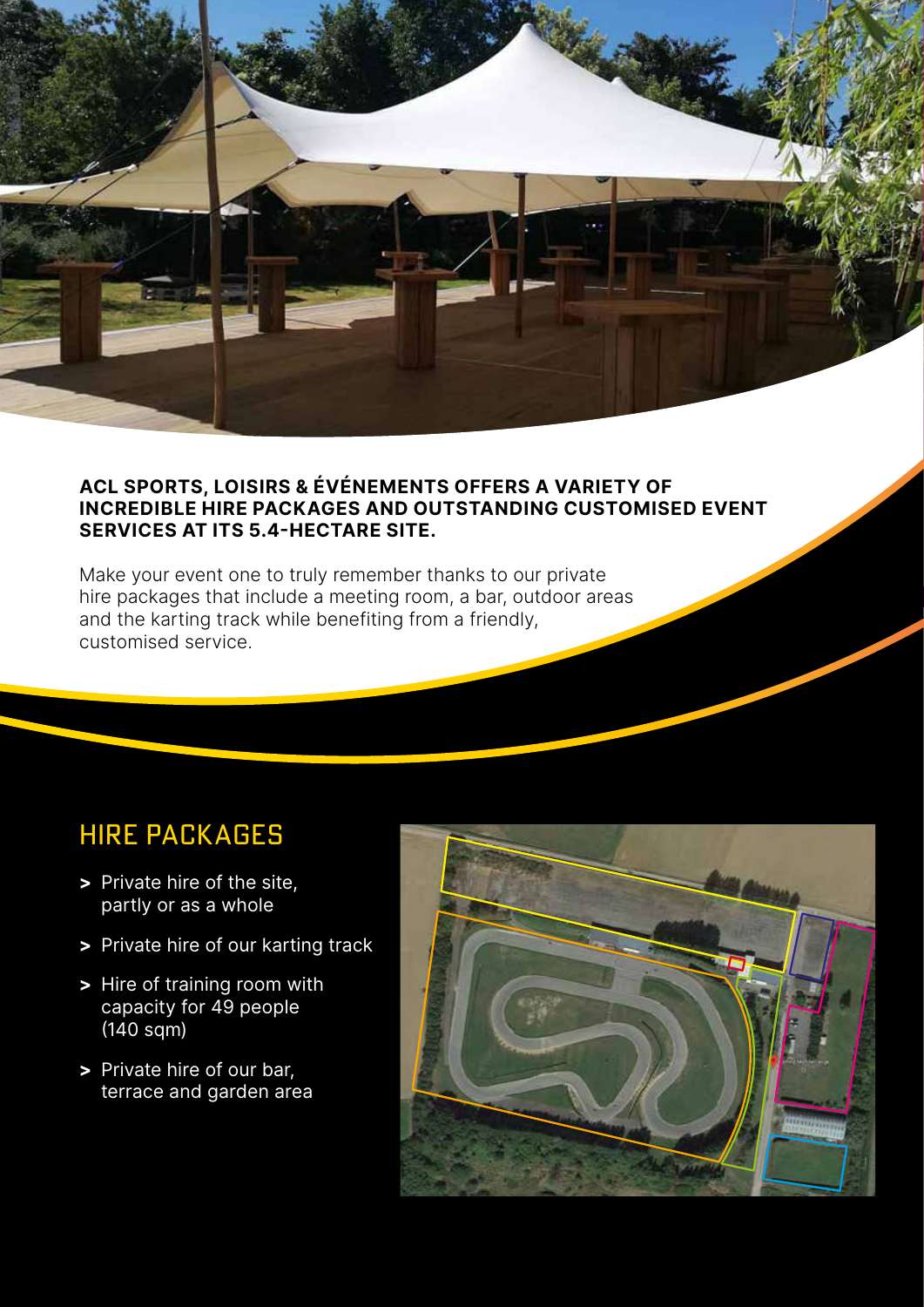**ACL SPORTS, LOISIRS & ÉVÉNEMENTS OFFERS A VARIETY OF INCREDIBLE HIRE PACKAGES AND OUTSTANDING CUSTOMISED EVENT SERVICES AT ITS 5.4-HECTARE SITE.**

Make your event one to truly remember thanks to our private hire packages that include a meeting room, a bar, outdoor areas and the karting track while benefiting from a friendly, customised service.

## HIRE PACKAGES

- Private hire of the site, partly or as a whole
- Private hire of our karting track
- Hire of training room with capacity for 49 people (140 sqm)
- Private hire of our bar, terrace and garden area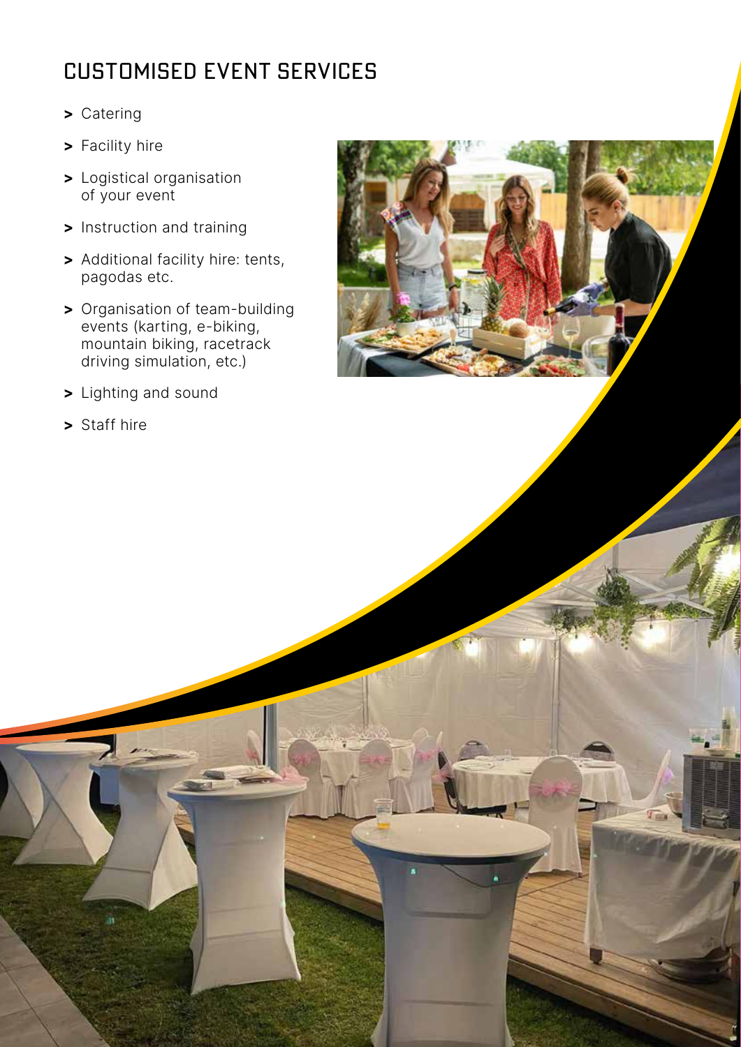## CUSTOMISED EVENT SERVICES

- Catering
- Facility hire
- Logistical organisation of your event
- Instruction and training
- Additional facility hire: tents, pagodas etc.
- Organisation of team-building events (karting, e-biking, mountain biking, racetrack driving simulation, etc.)
- Lighting and sound
- Staff hire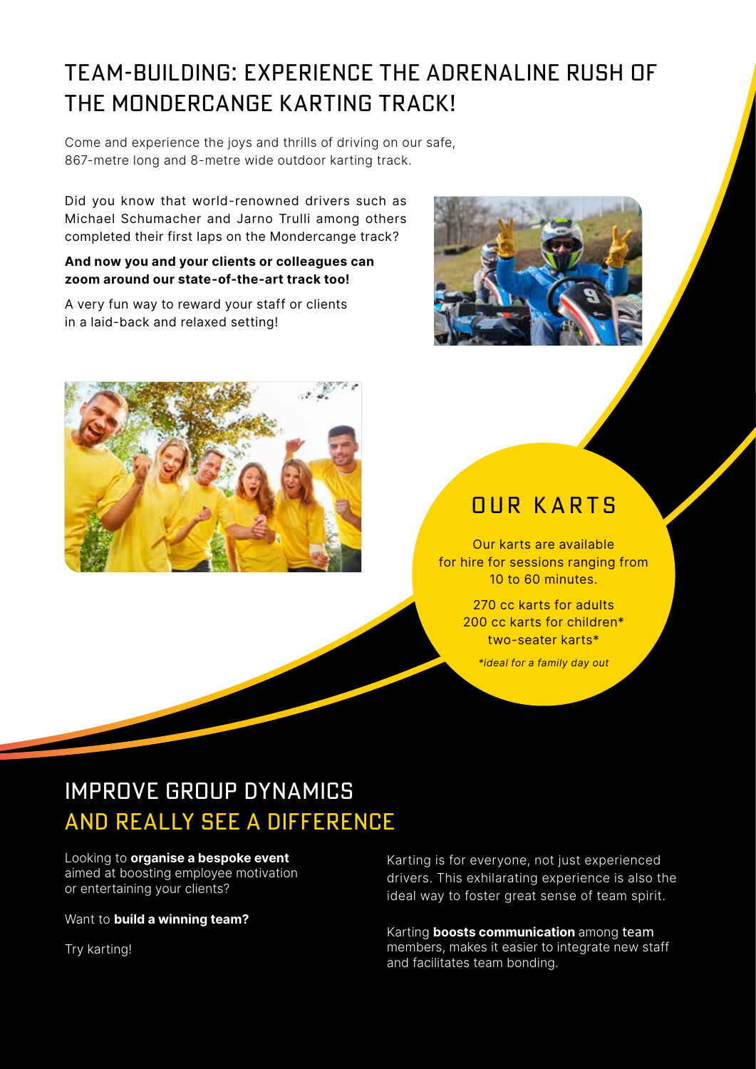## TEAM-BUILDING: EXPERIENCE THE ADRENALINE RUSH OF THE MONDERCANGE KARTING TRACK!

Come and experience the joys and thrills of driving on our safe, 867-metre long and 8-metre wide outdoor karting track.

Did you know that world-renowned drivers such as Michael Schumacher and Jarno Trulli among others completed their first laps on the Mondercange track?

**And now you and your clients or colleagues can zoom around our state-of-the-art track too!**

A very fun way to reward your staff or clients in a laid-back and relaxed setting!

## OUR KARTS

Our karts are available for hire for sessions ranging from 10 to 60 minutes.

270 cc karts for adults
200 cc karts for children*
two-seater karts*

*\*ideal for a family day out*

## IMPROVE GROUP DYNAMICS AND REALLY SEE A DIFFERENCE

Looking to **organise a bespoke event** aimed at boosting employee motivation or entertaining your clients?

Want to **build a winning team?**

Try karting!

Karting is for everyone, not just experienced drivers. This exhilarating experience is also the ideal way to foster great sense of team spirit.

Karting **boosts communication** among team members, makes it easier to integrate new staff and facilitates team bonding.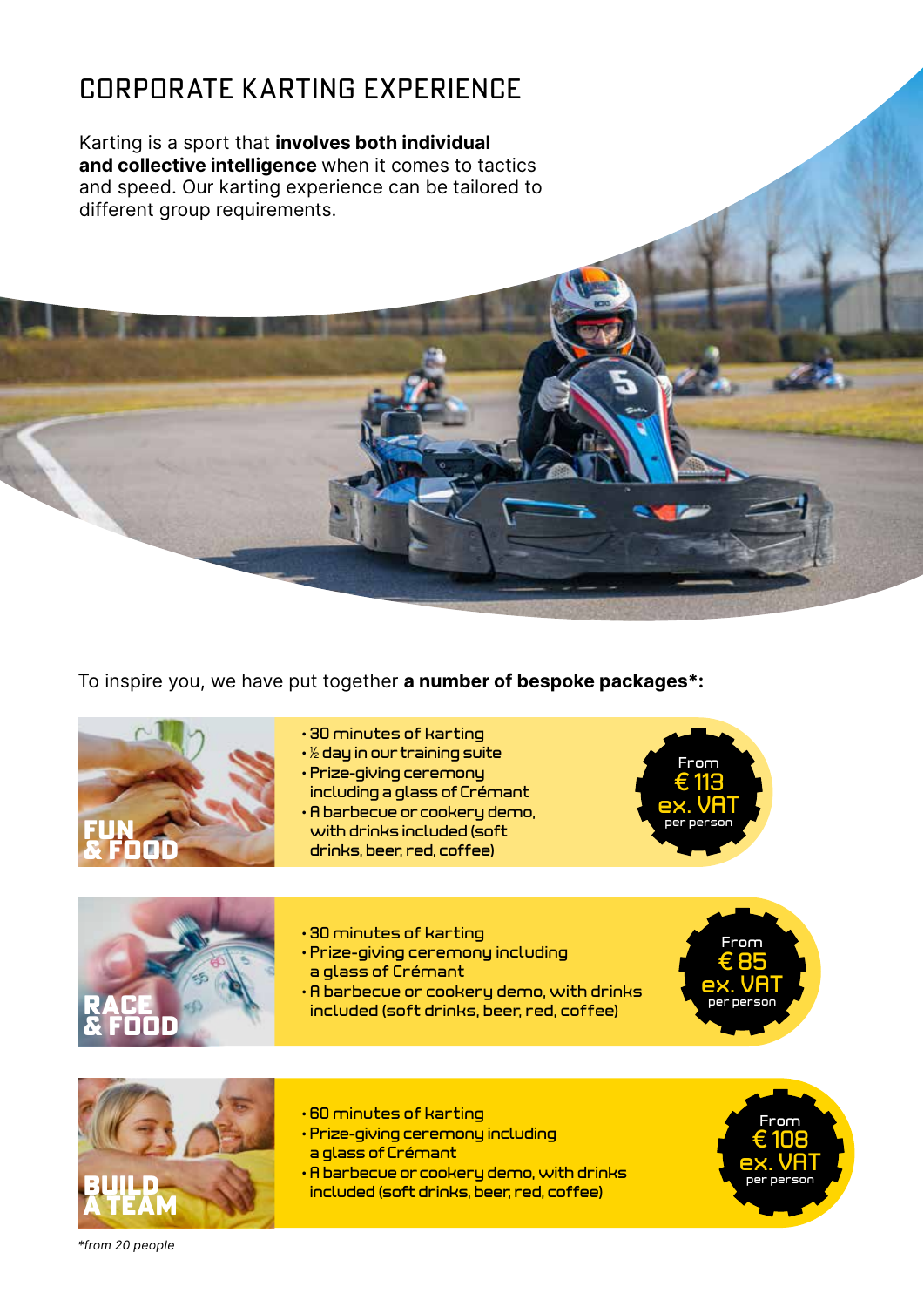# CORPORATE KARTING EXPERIENCE

Karting is a sport that **involves both individual and collective intelligence** when it comes to tactics and speed. Our karting experience can be tailored to different group requirements.

To inspire you, we have put together **a number of bespoke packages*:**

## FUN & FOOD

- 30 minutes of karting
- ½ day in our training suite
- Prize-giving ceremony including a glass of Crémant
- A barbecue or cookery demo, with drinks included (soft drinks, beer, red, coffee)

From € 113 ex. VAT per person

## RACE & FOOD

- 30 minutes of karting
- Prize-giving ceremony including a glass of Crémant
- A barbecue or cookery demo, with drinks included (soft drinks, beer, red, coffee)

From € 85 ex. VAT per person

## BUILD A TEAM

- 60 minutes of karting
- Prize-giving ceremony including a glass of Crémant
- A barbecue or cookery demo, with drinks included (soft drinks, beer, red, coffee)

From € 108 ex. VAT per person

*from 20 people*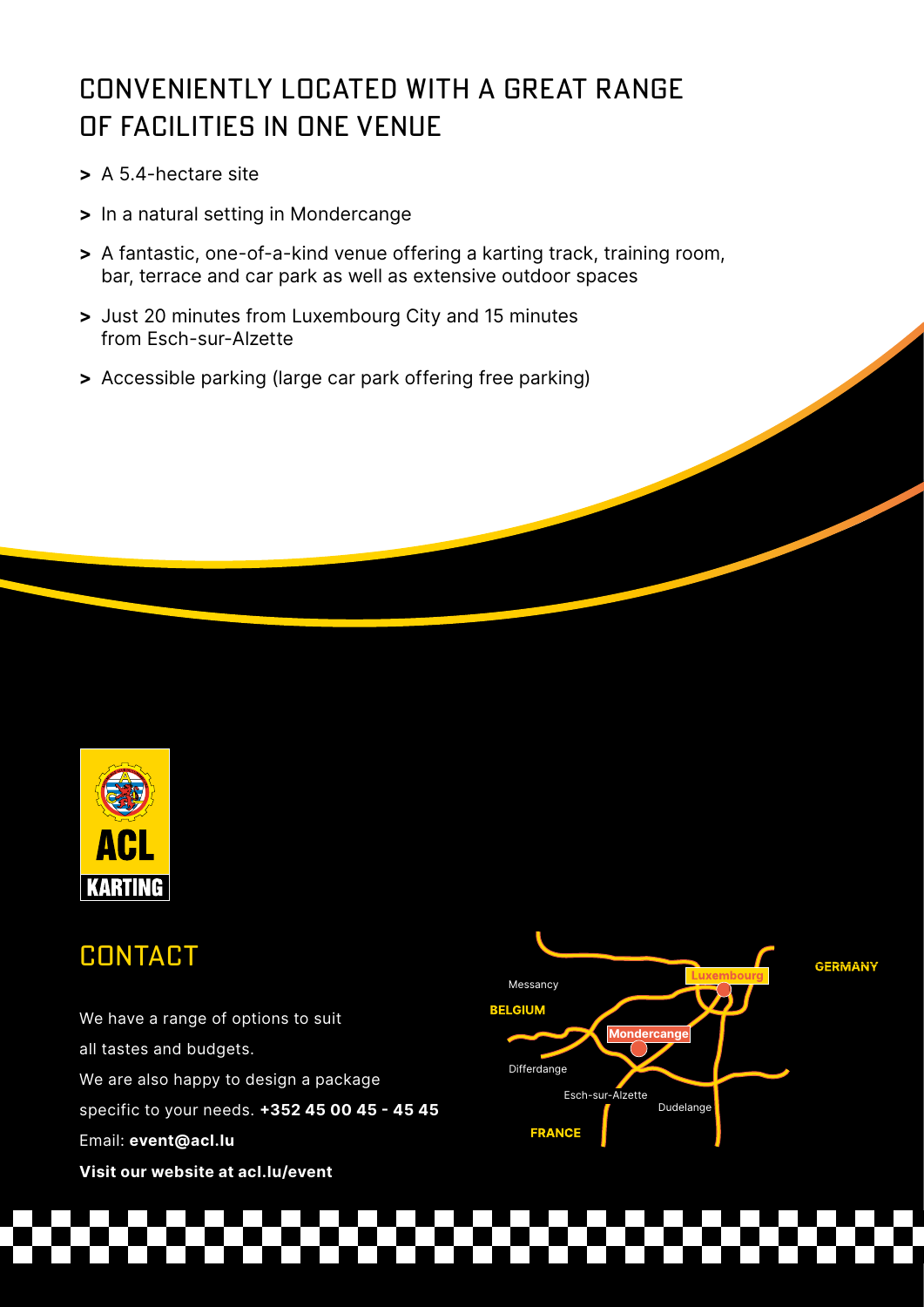# CONVENIENTLY LOCATED WITH A GREAT RANGE OF FACILITIES IN ONE VENUE

- A 5.4-hectare site
- In a natural setting in Mondercange
- A fantastic, one-of-a-kind venue offering a karting track, training room, bar, terrace and car park as well as extensive outdoor spaces
- Just 20 minutes from Luxembourg City and 15 minutes from Esch-sur-Alzette
- Accessible parking (large car park offering free parking)

ACL KARTING

## CONTACT

We have a range of options to suit all tastes and budgets.
We are also happy to design a package specific to your needs. **+352 45 00 45 - 45 45**
Email: **event@acl.lu**
**Visit our website at acl.lu/event**

Luxembourg
GERMANY
Messancy
BELGIUM
Mondercange
Differdange
Esch-sur-Alzette
Dudelange
FRANCE